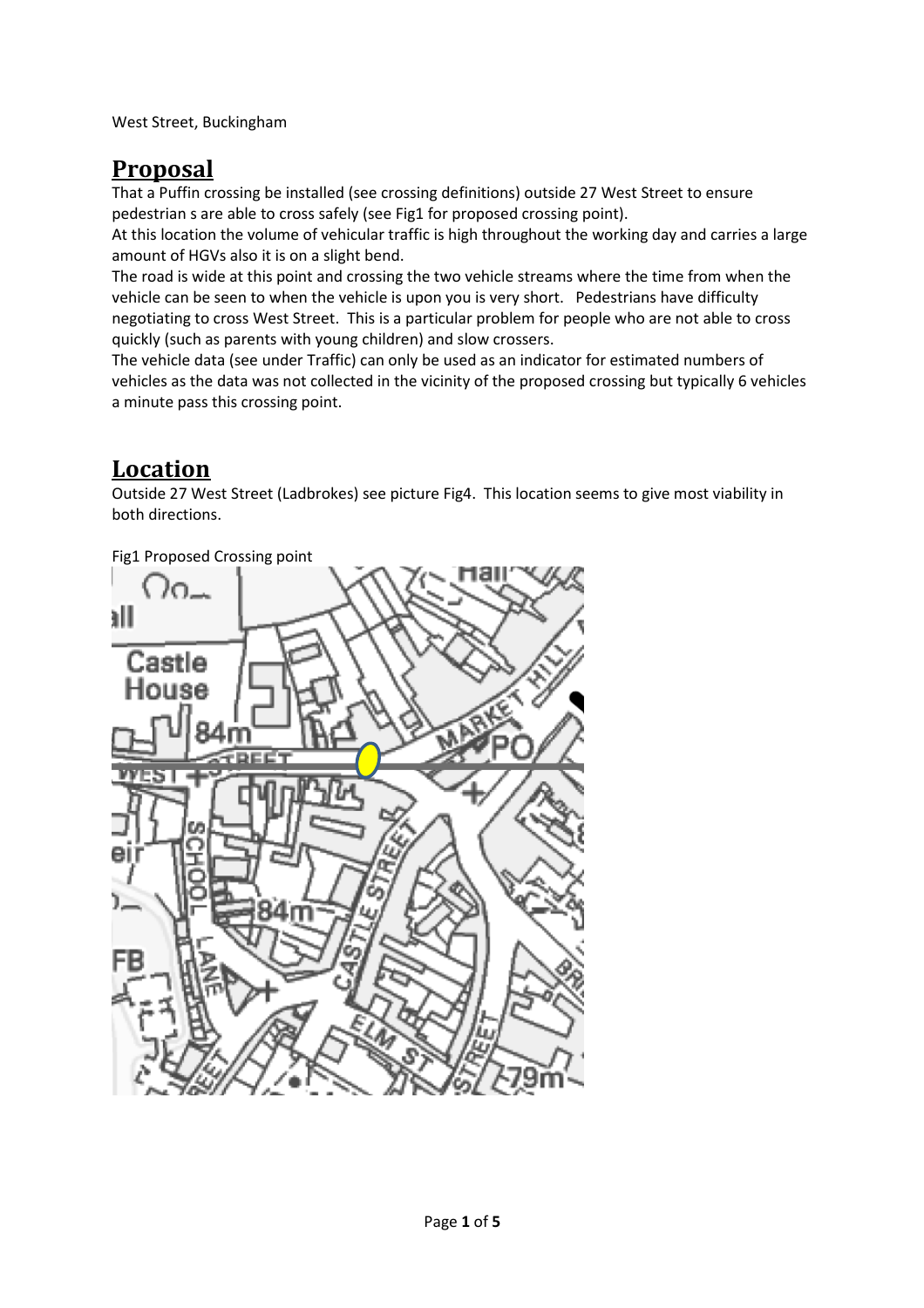West Street, Buckingham

# Proposal

That a Puffin crossing be installed (see crossing definitions) outside 27 West Street to ensure pedestrian s are able to cross safely (see Fig1 for proposed crossing point).

At this location the volume of vehicular traffic is high throughout the working day and carries a large amount of HGVs also it is on a slight bend.

The road is wide at this point and crossing the two vehicle streams where the time from when the vehicle can be seen to when the vehicle is upon you is very short. Pedestrians have difficulty negotiating to cross West Street. This is a particular problem for people who are not able to cross quickly (such as parents with young children) and slow crossers.

The vehicle data (see under Traffic) can only be used as an indicator for estimated numbers of vehicles as the data was not collected in the vicinity of the proposed crossing but typically 6 vehicles a minute pass this crossing point.

# Location

Outside 27 West Street (Ladbrokes) see picture Fig4. This location seems to give most viability in both directions.

Fig1 Proposed Crossing point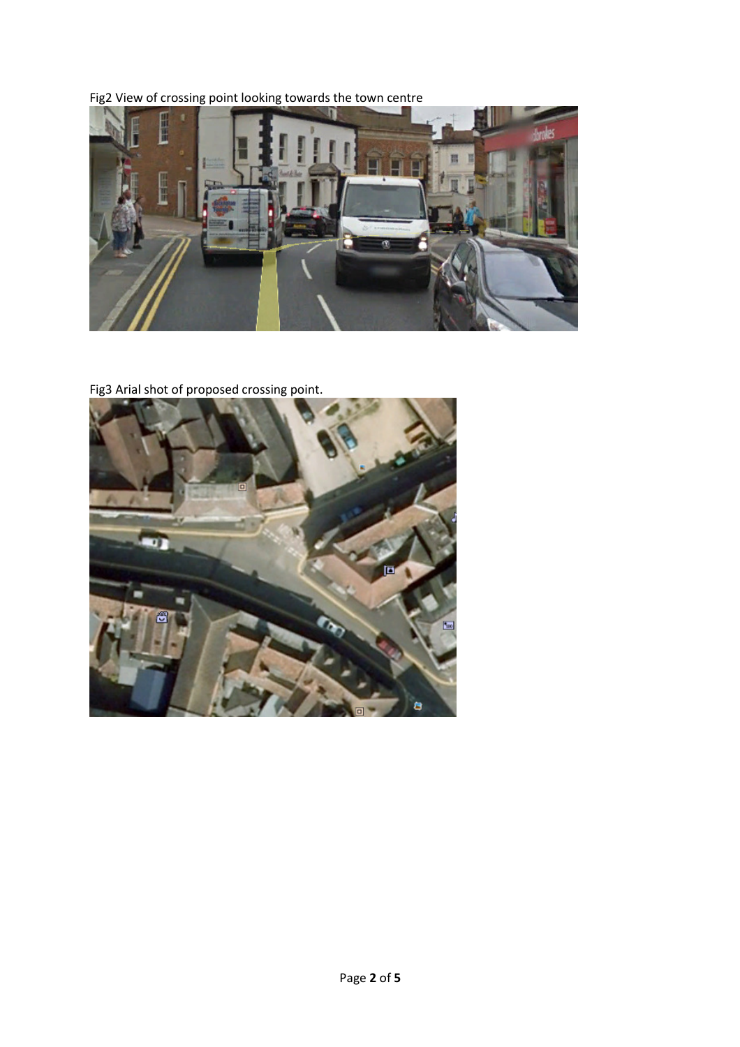Fig2 View of crossing point looking towards the town centre

Fig3 Arial shot of proposed crossing point.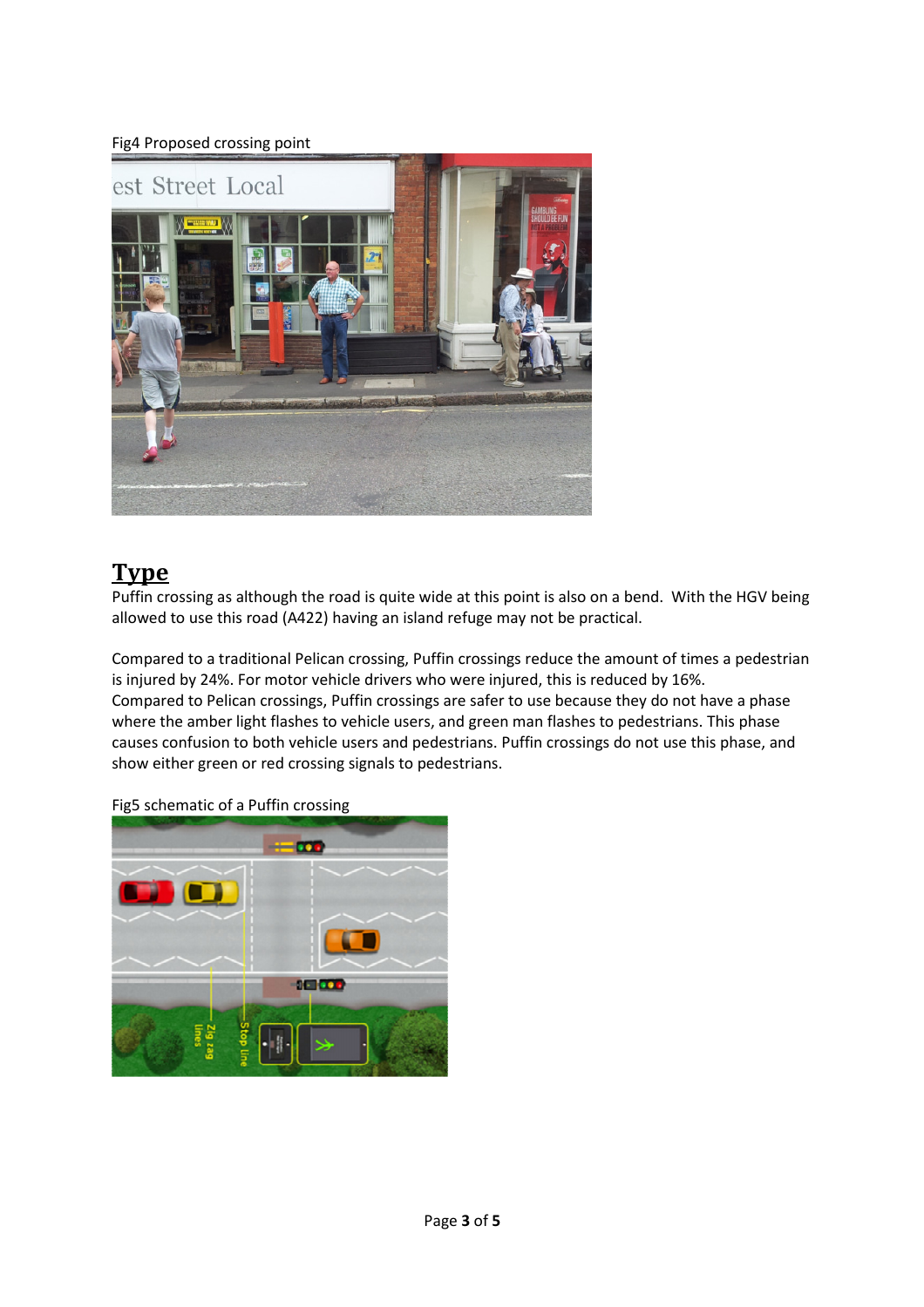Fig4 Proposed crossing point

## Type

Puffin crossing as although the road is quite wide at this point is also on a bend. With the HGV being allowed to use this road (A422) having an island refuge may not be practical.

Compared to a traditional Pelican crossing, Puffin crossings reduce the amount of times a pedestrian is injured by 24%. For motor vehicle drivers who were injured, this is reduced by 16%. Compared to Pelican crossings, Puffin crossings are safer to use because they do not have a phase where the amber light flashes to vehicle users, and green man flashes to pedestrians. This phase causes confusion to both vehicle users and pedestrians. Puffin crossings do not use this phase, and show either green or red crossing signals to pedestrians.

Fig5 schematic of a Puffin crossing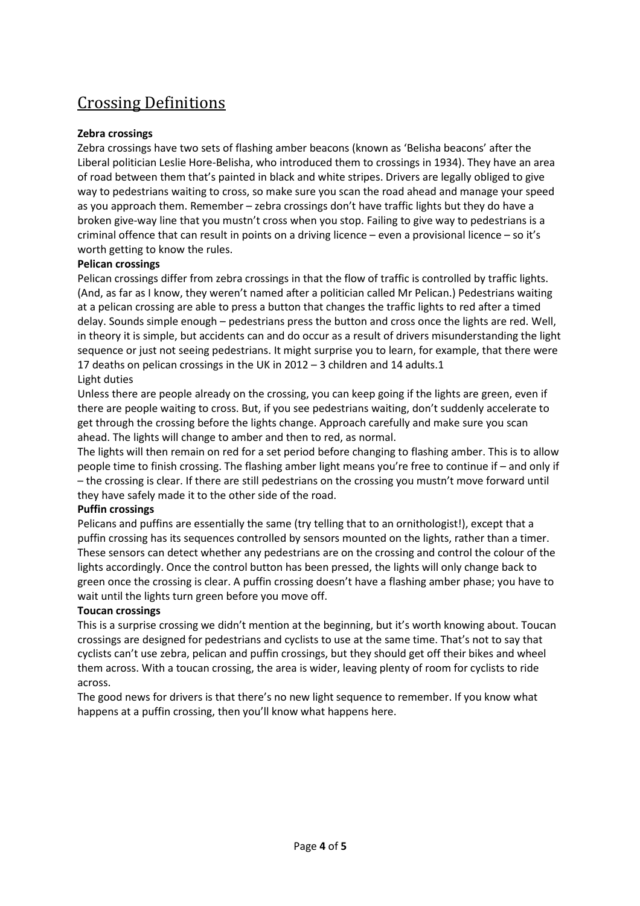# Crossing Definitions

**Zebra crossings**

Zebra crossings have two sets of flashing amber beacons (known as 'Belisha beacons' after the Liberal politician Leslie Hore-Belisha, who introduced them to crossings in 1934). They have an area of road between them that's painted in black and white stripes. Drivers are legally obliged to give way to pedestrians waiting to cross, so make sure you scan the road ahead and manage your speed as you approach them. Remember – zebra crossings don't have traffic lights but they do have a broken give-way line that you mustn't cross when you stop. Failing to give way to pedestrians is a criminal offence that can result in points on a driving licence – even a provisional licence – so it's worth getting to know the rules.

**Pelican crossings**

Pelican crossings differ from zebra crossings in that the flow of traffic is controlled by traffic lights. (And, as far as I know, they weren't named after a politician called Mr Pelican.) Pedestrians waiting at a pelican crossing are able to press a button that changes the traffic lights to red after a timed delay. Sounds simple enough – pedestrians press the button and cross once the lights are red. Well, in theory it is simple, but accidents can and do occur as a result of drivers misunderstanding the light sequence or just not seeing pedestrians. It might surprise you to learn, for example, that there were 17 deaths on pelican crossings in the UK in 2012 – 3 children and 14 adults.[1]

Light duties

Unless there are people already on the crossing, you can keep going if the lights are green, even if there are people waiting to cross. But, if you see pedestrians waiting, don't suddenly accelerate to get through the crossing before the lights change. Approach carefully and make sure you scan ahead. The lights will change to amber and then to red, as normal.

The lights will then remain on red for a set period before changing to flashing amber. This is to allow people time to finish crossing. The flashing amber light means you're free to continue if – and only if – the crossing is clear. If there are still pedestrians on the crossing you mustn't move forward until they have safely made it to the other side of the road.

**Puffin crossings**

Pelicans and puffins are essentially the same (try telling that to an ornithologist!), except that a puffin crossing has its sequences controlled by sensors mounted on the lights, rather than a timer. These sensors can detect whether any pedestrians are on the crossing and control the colour of the lights accordingly. Once the control button has been pressed, the lights will only change back to green once the crossing is clear. A puffin crossing doesn't have a flashing amber phase; you have to wait until the lights turn green before you move off.

**Toucan crossings**

This is a surprise crossing we didn't mention at the beginning, but it's worth knowing about. Toucan crossings are designed for pedestrians and cyclists to use at the same time. That's not to say that cyclists can't use zebra, pelican and puffin crossings, but they should get off their bikes and wheel them across. With a toucan crossing, the area is wider, leaving plenty of room for cyclists to ride across.

The good news for drivers is that there's no new light sequence to remember. If you know what happens at a puffin crossing, then you'll know what happens here.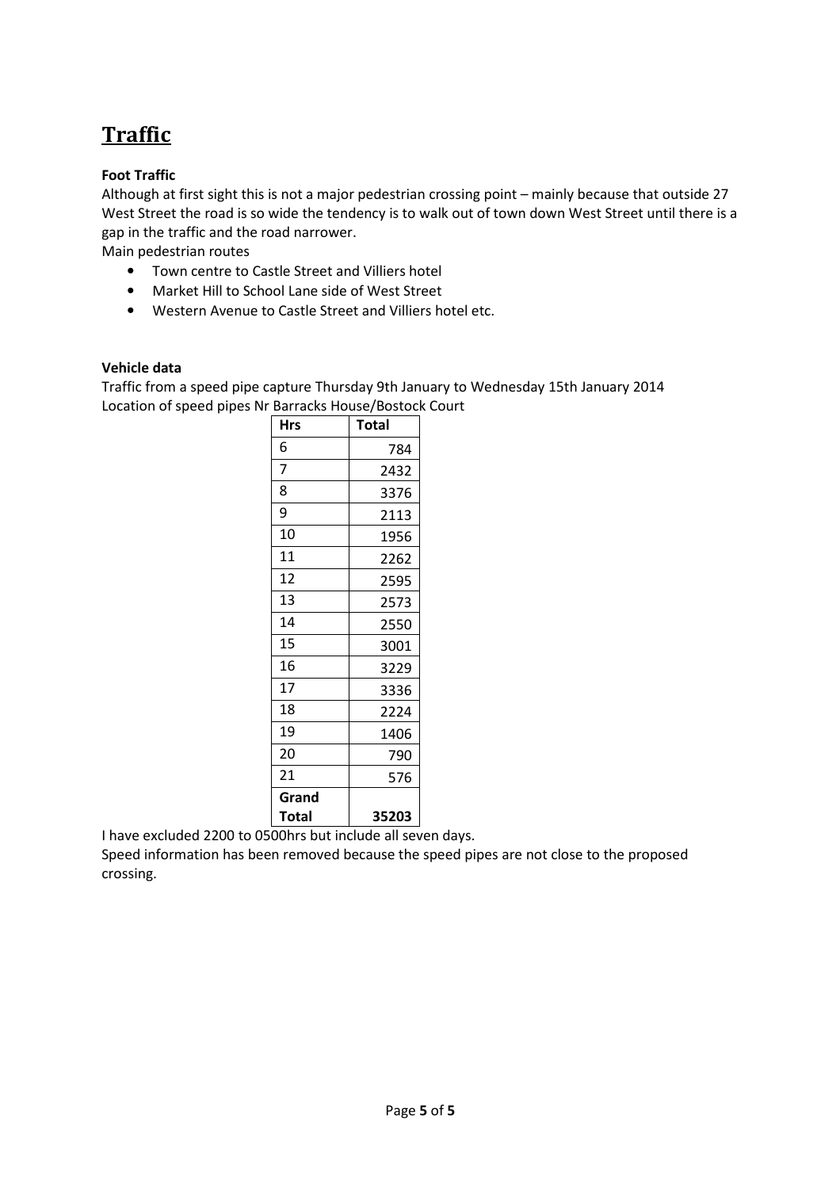# Traffic

**Foot Traffic**

Although at first sight this is not a major pedestrian crossing point – mainly because that outside 27 West Street the road is so wide the tendency is to walk out of town down West Street until there is a gap in the traffic and the road narrower.

Main pedestrian routes

- Town centre to Castle Street and Villiers hotel
- Market Hill to School Lane side of West Street
- Western Avenue to Castle Street and Villiers hotel etc.

**Vehicle data**

Traffic from a speed pipe capture Thursday 9th January to Wednesday 15th January 2014
Location of speed pipes Nr Barracks House/Bostock Court

| Hrs | Total |
|---|---|
| 6 | 784 |
| 7 | 2432 |
| 8 | 3376 |
| 9 | 2113 |
| 10 | 1956 |
| 11 | 2262 |
| 12 | 2595 |
| 13 | 2573 |
| 14 | 2550 |
| 15 | 3001 |
| 16 | 3229 |
| 17 | 3336 |
| 18 | 2224 |
| 19 | 1406 |
| 20 | 790 |
| 21 | 576 |
| **Grand Total** | **35203** |

I have excluded 2200 to 0500hrs but include all seven days.

Speed information has been removed because the speed pipes are not close to the proposed crossing.